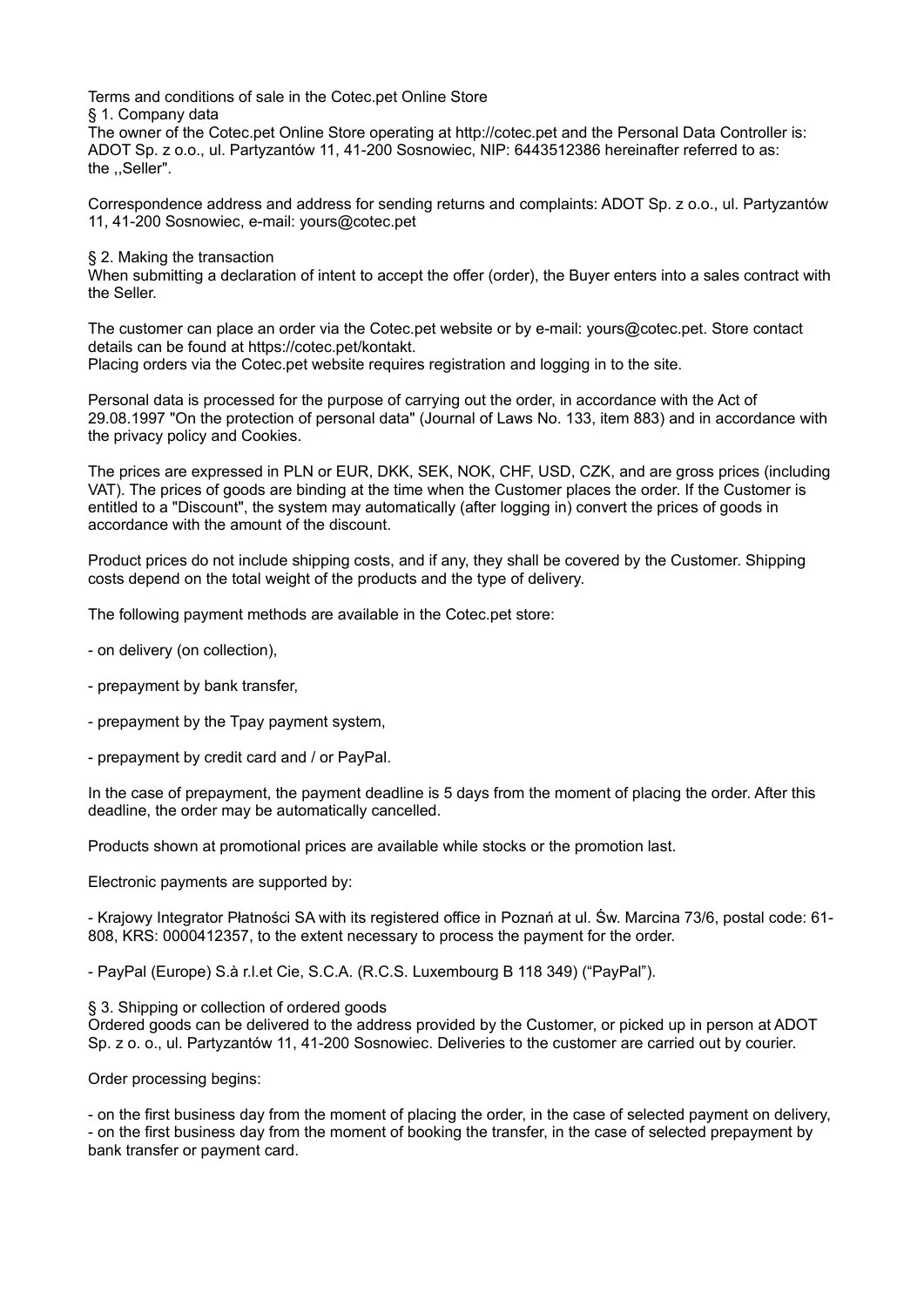# Terms and conditions of sale in the Cotec.pet Online Store

## § 1. Company data

The owner of the Cotec.pet Online Store operating at http://cotec.pet and the Personal Data Controller is: ADOT Sp. z o.o., ul. Partyzantów 11, 41-200 Sosnowiec, NIP: 6443512386 hereinafter referred to as: the ,,Seller".

Correspondence address and address for sending returns and complaints: ADOT Sp. z o.o., ul. Partyzantów 11, 41-200 Sosnowiec, e-mail: yours@cotec.pet

## § 2. Making the transaction

When submitting a declaration of intent to accept the offer (order), the Buyer enters into a sales contract with the Seller.

The customer can place an order via the Cotec.pet website or by e-mail: yours@cotec.pet. Store contact details can be found at https://cotec.pet/kontakt.
Placing orders via the Cotec.pet website requires registration and logging in to the site.

Personal data is processed for the purpose of carrying out the order, in accordance with the Act of 29.08.1997 "On the protection of personal data" (Journal of Laws No. 133, item 883) and in accordance with the privacy policy and Cookies.

The prices are expressed in PLN or EUR, DKK, SEK, NOK, CHF, USD, CZK, and are gross prices (including VAT). The prices of goods are binding at the time when the Customer places the order. If the Customer is entitled to a "Discount", the system may automatically (after logging in) convert the prices of goods in accordance with the amount of the discount.

Product prices do not include shipping costs, and if any, they shall be covered by the Customer. Shipping costs depend on the total weight of the products and the type of delivery.

The following payment methods are available in the Cotec.pet store:

- on delivery (on collection),
- prepayment by bank transfer,
- prepayment by the Tpay payment system,
- prepayment by credit card and / or PayPal.

In the case of prepayment, the payment deadline is 5 days from the moment of placing the order. After this deadline, the order may be automatically cancelled.

Products shown at promotional prices are available while stocks or the promotion last.

Electronic payments are supported by:

- Krajowy Integrator Płatności SA with its registered office in Poznań at ul. Św. Marcina 73/6, postal code: 61-808, KRS: 0000412357, to the extent necessary to process the payment for the order.
- PayPal (Europe) S.à r.l.et Cie, S.C.A. (R.C.S. Luxembourg B 118 349) ("PayPal").

## § 3. Shipping or collection of ordered goods

Ordered goods can be delivered to the address provided by the Customer, or picked up in person at ADOT Sp. z o. o., ul. Partyzantów 11, 41-200 Sosnowiec. Deliveries to the customer are carried out by courier.

Order processing begins:

- on the first business day from the moment of placing the order, in the case of selected payment on delivery,
- on the first business day from the moment of booking the transfer, in the case of selected prepayment by bank transfer or payment card.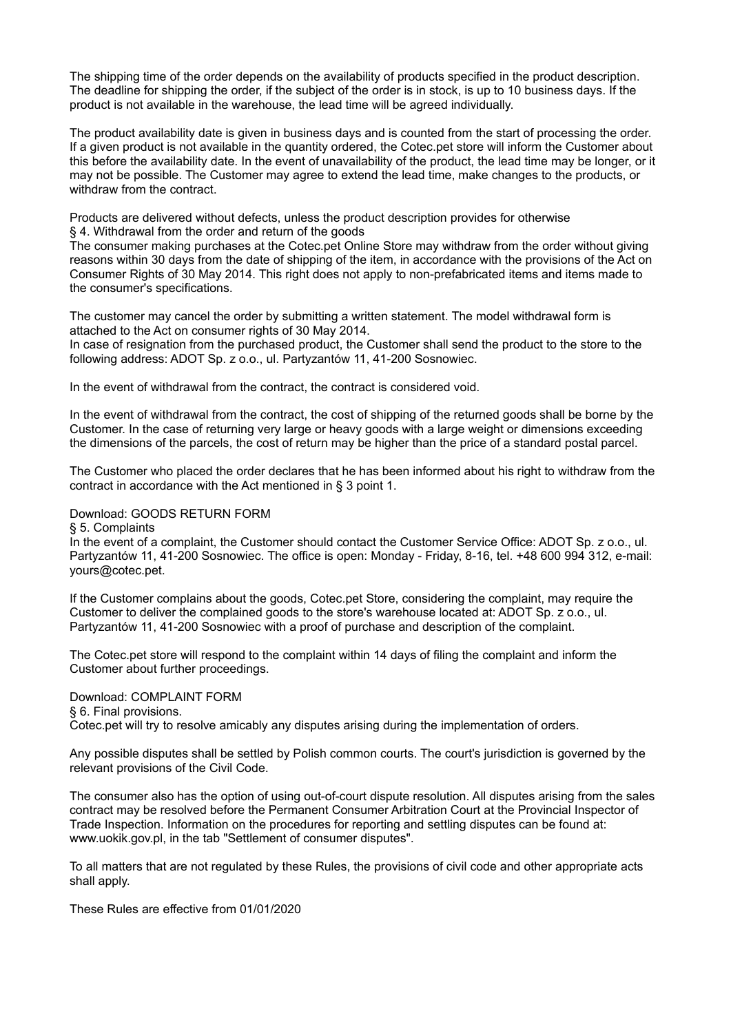The shipping time of the order depends on the availability of products specified in the product description. The deadline for shipping the order, if the subject of the order is in stock, is up to 10 business days. If the product is not available in the warehouse, the lead time will be agreed individually.

The product availability date is given in business days and is counted from the start of processing the order. If a given product is not available in the quantity ordered, the Cotec.pet store will inform the Customer about this before the availability date. In the event of unavailability of the product, the lead time may be longer, or it may not be possible. The Customer may agree to extend the lead time, make changes to the products, or withdraw from the contract.

Products are delivered without defects, unless the product description provides for otherwise

## § 4. Withdrawal from the order and return of the goods

The consumer making purchases at the Cotec.pet Online Store may withdraw from the order without giving reasons within 30 days from the date of shipping of the item, in accordance with the provisions of the Act on Consumer Rights of 30 May 2014. This right does not apply to non-prefabricated items and items made to the consumer's specifications.

The customer may cancel the order by submitting a written statement. The model withdrawal form is attached to the Act on consumer rights of 30 May 2014.
In case of resignation from the purchased product, the Customer shall send the product to the store to the following address: ADOT Sp. z o.o., ul. Partyzantów 11, 41-200 Sosnowiec.

In the event of withdrawal from the contract, the contract is considered void.

In the event of withdrawal from the contract, the cost of shipping of the returned goods shall be borne by the Customer. In the case of returning very large or heavy goods with a large weight or dimensions exceeding the dimensions of the parcels, the cost of return may be higher than the price of a standard postal parcel.

The Customer who placed the order declares that he has been informed about his right to withdraw from the contract in accordance with the Act mentioned in § 3 point 1.

Download: GOODS RETURN FORM

## § 5. Complaints

In the event of a complaint, the Customer should contact the Customer Service Office: ADOT Sp. z o.o., ul. Partyzantów 11, 41-200 Sosnowiec. The office is open: Monday - Friday, 8-16, tel. +48 600 994 312, e-mail: yours@cotec.pet.

If the Customer complains about the goods, Cotec.pet Store, considering the complaint, may require the Customer to deliver the complained goods to the store's warehouse located at: ADOT Sp. z o.o., ul. Partyzantów 11, 41-200 Sosnowiec with a proof of purchase and description of the complaint.

The Cotec.pet store will respond to the complaint within 14 days of filing the complaint and inform the Customer about further proceedings.

Download: COMPLAINT FORM

## § 6. Final provisions.

Cotec.pet will try to resolve amicably any disputes arising during the implementation of orders.

Any possible disputes shall be settled by Polish common courts. The court's jurisdiction is governed by the relevant provisions of the Civil Code.

The consumer also has the option of using out-of-court dispute resolution. All disputes arising from the sales contract may be resolved before the Permanent Consumer Arbitration Court at the Provincial Inspector of Trade Inspection. Information on the procedures for reporting and settling disputes can be found at: www.uokik.gov.pl, in the tab "Settlement of consumer disputes".

To all matters that are not regulated by these Rules, the provisions of civil code and other appropriate acts shall apply.

These Rules are effective from 01/01/2020